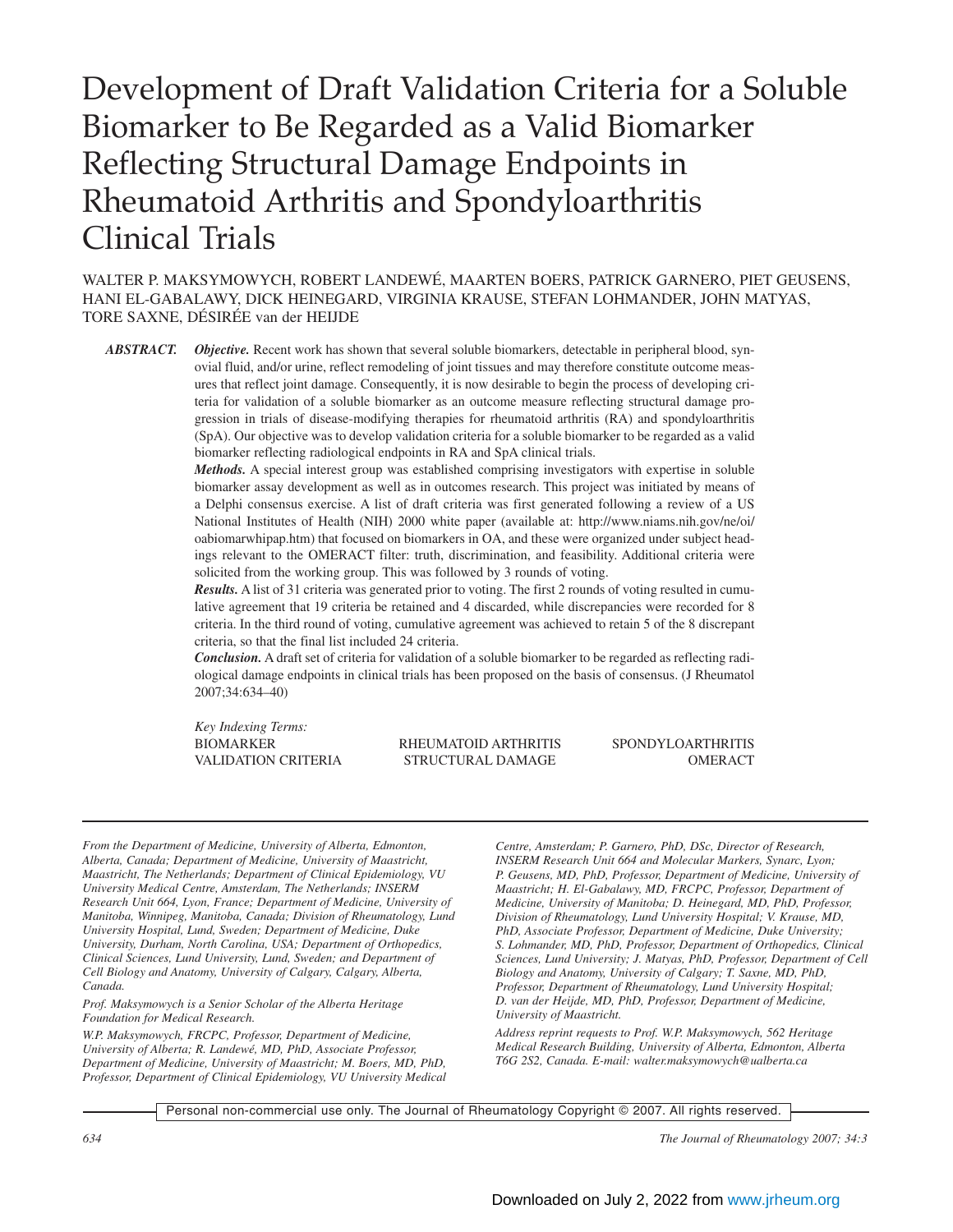# Development of Draft Validation Criteria for a Soluble Biomarker to Be Regarded as a Valid Biomarker Reflecting Structural Damage Endpoints in Rheumatoid Arthritis and Spondyloarthritis Clinical Trials

WALTER P. MAKSYMOWYCH, ROBERT LANDEWÉ, MAARTEN BOERS, PATRICK GARNERO, PIET GEUSENS, HANI EL-GABALAWY, DICK HEINEGARD, VIRGINIA KRAUSE, STEFAN LOHMANDER, JOHN MATYAS, TORE SAXNE, DÉSIRÉE van der HEIJDE

***ABSTRACT.*** ***Objective.*** Recent work has shown that several soluble biomarkers, detectable in peripheral blood, synovial fluid, and/or urine, reflect remodeling of joint tissues and may therefore constitute outcome measures that reflect joint damage. Consequently, it is now desirable to begin the process of developing criteria for validation of a soluble biomarker as an outcome measure reflecting structural damage progression in trials of disease-modifying therapies for rheumatoid arthritis (RA) and spondyloarthritis (SpA). Our objective was to develop validation criteria for a soluble biomarker to be regarded as a valid biomarker reflecting radiological endpoints in RA and SpA clinical trials.

***Methods.*** A special interest group was established comprising investigators with expertise in soluble biomarker assay development as well as in outcomes research. This project was initiated by means of a Delphi consensus exercise. A list of draft criteria was first generated following a review of a US National Institutes of Health (NIH) 2000 white paper (available at: http://www.niams.nih.gov/ne/oi/oabiomarwhipap.htm) that focused on biomarkers in OA, and these were organized under subject headings relevant to the OMERACT filter: truth, discrimination, and feasibility. Additional criteria were solicited from the working group. This was followed by 3 rounds of voting.

***Results.*** A list of 31 criteria was generated prior to voting. The first 2 rounds of voting resulted in cumulative agreement that 19 criteria be retained and 4 discarded, while discrepancies were recorded for 8 criteria. In the third round of voting, cumulative agreement was achieved to retain 5 of the 8 discrepant criteria, so that the final list included 24 criteria.

***Conclusion.*** A draft set of criteria for validation of a soluble biomarker to be regarded as reflecting radiological damage endpoints in clinical trials has been proposed on the basis of consensus. (J Rheumatol 2007;34:634–40)

*Key Indexing Terms:*
BIOMARKER — RHEUMATOID ARTHRITIS — SPONDYLOARTHRITIS
VALIDATION CRITERIA — STRUCTURAL DAMAGE — OMERACT

*From the Department of Medicine, University of Alberta, Edmonton, Alberta, Canada; Department of Medicine, University of Maastricht, Maastricht, The Netherlands; Department of Clinical Epidemiology, VU University Medical Centre, Amsterdam, The Netherlands; INSERM Research Unit 664, Lyon, France; Department of Medicine, University of Manitoba, Winnipeg, Manitoba, Canada; Division of Rheumatology, Lund University Hospital, Lund, Sweden; Department of Medicine, Duke University, Durham, North Carolina, USA; Department of Orthopedics, Clinical Sciences, Lund University, Lund, Sweden; and Department of Cell Biology and Anatomy, University of Calgary, Calgary, Alberta, Canada.*

*Prof. Maksymowych is a Senior Scholar of the Alberta Heritage Foundation for Medical Research.*

*W.P. Maksymowych, FRCPC, Professor, Department of Medicine, University of Alberta; R. Landewé, MD, PhD, Associate Professor, Department of Medicine, University of Maastricht; M. Boers, MD, PhD, Professor, Department of Clinical Epidemiology, VU University Medical Centre, Amsterdam; P. Garnero, PhD, DSc, Director of Research, INSERM Research Unit 664 and Molecular Markers, Synarc, Lyon; P. Geusens, MD, PhD, Professor, Department of Medicine, University of Maastricht; H. El-Gabalawy, MD, FRCPC, Professor, Department of Medicine, University of Manitoba; D. Heinegard, MD, PhD, Professor, Division of Rheumatology, Lund University Hospital; V. Krause, MD, PhD, Associate Professor, Department of Medicine, Duke University; S. Lohmander, MD, PhD, Professor, Department of Orthopedics, Clinical Sciences, Lund University; J. Matyas, PhD, Professor, Department of Cell Biology and Anatomy, University of Calgary; T. Saxne, MD, PhD, Professor, Department of Rheumatology, Lund University Hospital; D. van der Heijde, MD, PhD, Professor, Department of Medicine, University of Maastricht.*

*Address reprint requests to Prof. W.P. Maksymowych, 562 Heritage Medical Research Building, University of Alberta, Edmonton, Alberta T6G 2S2, Canada. E-mail: walter.maksymowych@ualberta.ca*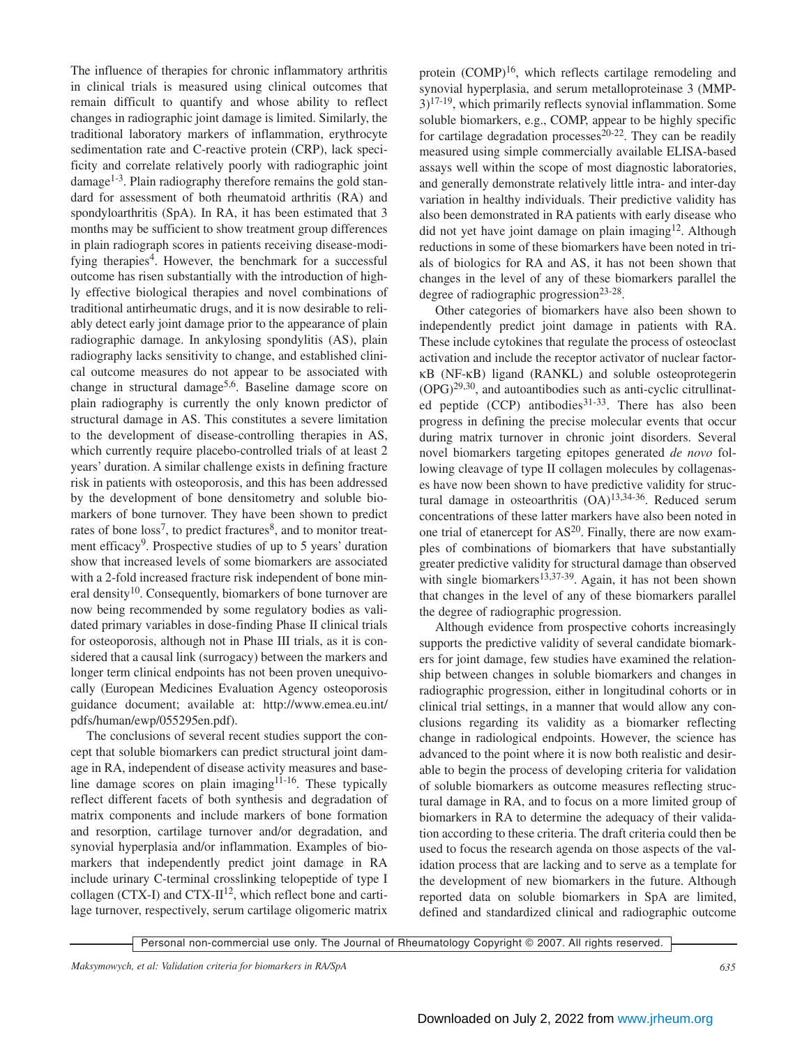The influence of therapies for chronic inflammatory arthritis in clinical trials is measured using clinical outcomes that remain difficult to quantify and whose ability to reflect changes in radiographic joint damage is limited. Similarly, the traditional laboratory markers of inflammation, erythrocyte sedimentation rate and C-reactive protein (CRP), lack specificity and correlate relatively poorly with radiographic joint damage[1-3]. Plain radiography therefore remains the gold standard for assessment of both rheumatoid arthritis (RA) and spondyloarthritis (SpA). In RA, it has been estimated that 3 months may be sufficient to show treatment group differences in plain radiograph scores in patients receiving disease-modifying therapies[4]. However, the benchmark for a successful outcome has risen substantially with the introduction of highly effective biological therapies and novel combinations of traditional antirheumatic drugs, and it is now desirable to reliably detect early joint damage prior to the appearance of plain radiographic damage. In ankylosing spondylitis (AS), plain radiography lacks sensitivity to change, and established clinical outcome measures do not appear to be associated with change in structural damage[5,6]. Baseline damage score on plain radiography is currently the only known predictor of structural damage in AS. This constitutes a severe limitation to the development of disease-controlling therapies in AS, which currently require placebo-controlled trials of at least 2 years' duration. A similar challenge exists in defining fracture risk in patients with osteoporosis, and this has been addressed by the development of bone densitometry and soluble biomarkers of bone turnover. They have been shown to predict rates of bone loss[7], to predict fractures[8], and to monitor treatment efficacy[9]. Prospective studies of up to 5 years' duration show that increased levels of some biomarkers are associated with a 2-fold increased fracture risk independent of bone mineral density[10]. Consequently, biomarkers of bone turnover are now being recommended by some regulatory bodies as validated primary variables in dose-finding Phase II clinical trials for osteoporosis, although not in Phase III trials, as it is considered that a causal link (surrogacy) between the markers and longer term clinical endpoints has not been proven unequivocally (European Medicines Evaluation Agency osteoporosis guidance document; available at: http://www.emea.eu.int/pdfs/human/ewp/055295en.pdf).

The conclusions of several recent studies support the concept that soluble biomarkers can predict structural joint damage in RA, independent of disease activity measures and baseline damage scores on plain imaging[11-16]. These typically reflect different facets of both synthesis and degradation of matrix components and include markers of bone formation and resorption, cartilage turnover and/or degradation, and synovial hyperplasia and/or inflammation. Examples of biomarkers that independently predict joint damage in RA include urinary C-terminal crosslinking telopeptide of type I collagen (CTX-I) and CTX-II[12], which reflect bone and cartilage turnover, respectively, serum cartilage oligomeric matrix protein (COMP)[16], which reflects cartilage remodeling and synovial hyperplasia, and serum metalloproteinase 3 (MMP-3)[17-19], which primarily reflects synovial inflammation. Some soluble biomarkers, e.g., COMP, appear to be highly specific for cartilage degradation processes[20-22]. They can be readily measured using simple commercially available ELISA-based assays well within the scope of most diagnostic laboratories, and generally demonstrate relatively little intra- and inter-day variation in healthy individuals. Their predictive validity has also been demonstrated in RA patients with early disease who did not yet have joint damage on plain imaging[12]. Although reductions in some of these biomarkers have been noted in trials of biologics for RA and AS, it has not been shown that changes in the level of any of these biomarkers parallel the degree of radiographic progression[23-28].

Other categories of biomarkers have also been shown to independently predict joint damage in patients with RA. These include cytokines that regulate the process of osteoclast activation and include the receptor activator of nuclear factor-κB (NF-κB) ligand (RANKL) and soluble osteoprotegerin (OPG)[29,30], and autoantibodies such as anti-cyclic citrullinated peptide (CCP) antibodies[31-33]. There has also been progress in defining the precise molecular events that occur during matrix turnover in chronic joint disorders. Several novel biomarkers targeting epitopes generated *de novo* following cleavage of type II collagen molecules by collagenases have now been shown to have predictive validity for structural damage in osteoarthritis (OA)[13,34-36]. Reduced serum concentrations of these latter markers have also been noted in one trial of etanercept for AS[20]. Finally, there are now examples of combinations of biomarkers that have substantially greater predictive validity for structural damage than observed with single biomarkers[13,37-39]. Again, it has not been shown that changes in the level of any of these biomarkers parallel the degree of radiographic progression.

Although evidence from prospective cohorts increasingly supports the predictive validity of several candidate biomarkers for joint damage, few studies have examined the relationship between changes in soluble biomarkers and changes in radiographic progression, either in longitudinal cohorts or in clinical trial settings, in a manner that would allow any conclusions regarding its validity as a biomarker reflecting change in radiological endpoints. However, the science has advanced to the point where it is now both realistic and desirable to begin the process of developing criteria for validation of soluble biomarkers as outcome measures reflecting structural damage in RA, and to focus on a more limited group of biomarkers in RA to determine the adequacy of their validation according to these criteria. The draft criteria could then be used to focus the research agenda on those aspects of the validation process that are lacking and to serve as a template for the development of new biomarkers in the future. Although reported data on soluble biomarkers in SpA are limited, defined and standardized clinical and radiographic outcome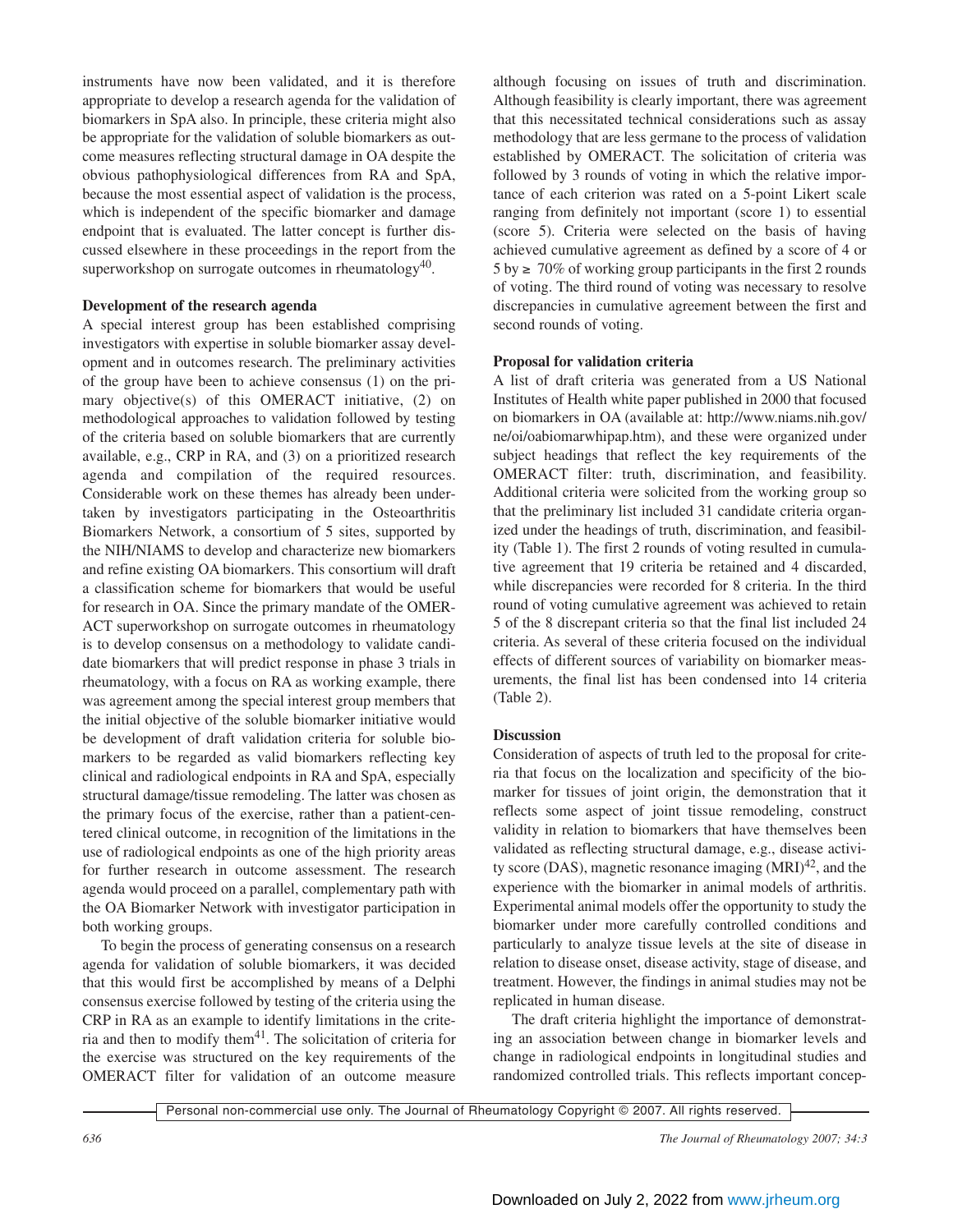instruments have now been validated, and it is therefore appropriate to develop a research agenda for the validation of biomarkers in SpA also. In principle, these criteria might also be appropriate for the validation of soluble biomarkers as outcome measures reflecting structural damage in OA despite the obvious pathophysiological differences from RA and SpA, because the most essential aspect of validation is the process, which is independent of the specific biomarker and damage endpoint that is evaluated. The latter concept is further discussed elsewhere in these proceedings in the report from the superworkshop on surrogate outcomes in rheumatology[40].

**Development of the research agenda**

A special interest group has been established comprising investigators with expertise in soluble biomarker assay development and in outcomes research. The preliminary activities of the group have been to achieve consensus (1) on the primary objective(s) of this OMERACT initiative, (2) on methodological approaches to validation followed by testing of the criteria based on soluble biomarkers that are currently available, e.g., CRP in RA, and (3) on a prioritized research agenda and compilation of the required resources. Considerable work on these themes has already been undertaken by investigators participating in the Osteoarthritis Biomarkers Network, a consortium of 5 sites, supported by the NIH/NIAMS to develop and characterize new biomarkers and refine existing OA biomarkers. This consortium will draft a classification scheme for biomarkers that would be useful for research in OA. Since the primary mandate of the OMERACT superworkshop on surrogate outcomes in rheumatology is to develop consensus on a methodology to validate candidate biomarkers that will predict response in phase 3 trials in rheumatology, with a focus on RA as working example, there was agreement among the special interest group members that the initial objective of the soluble biomarker initiative would be development of draft validation criteria for soluble biomarkers to be regarded as valid biomarkers reflecting key clinical and radiological endpoints in RA and SpA, especially structural damage/tissue remodeling. The latter was chosen as the primary focus of the exercise, rather than a patient-centered clinical outcome, in recognition of the limitations in the use of radiological endpoints as one of the high priority areas for further research in outcome assessment. The research agenda would proceed on a parallel, complementary path with the OA Biomarker Network with investigator participation in both working groups.

To begin the process of generating consensus on a research agenda for validation of soluble biomarkers, it was decided that this would first be accomplished by means of a Delphi consensus exercise followed by testing of the criteria using the CRP in RA as an example to identify limitations in the criteria and then to modify them[41]. The solicitation of criteria for the exercise was structured on the key requirements of the OMERACT filter for validation of an outcome measure although focusing on issues of truth and discrimination. Although feasibility is clearly important, there was agreement that this necessitated technical considerations such as assay methodology that are less germane to the process of validation established by OMERACT. The solicitation of criteria was followed by 3 rounds of voting in which the relative importance of each criterion was rated on a 5-point Likert scale ranging from definitely not important (score 1) to essential (score 5). Criteria were selected on the basis of having achieved cumulative agreement as defined by a score of 4 or 5 by ≥ 70% of working group participants in the first 2 rounds of voting. The third round of voting was necessary to resolve discrepancies in cumulative agreement between the first and second rounds of voting.

**Proposal for validation criteria**

A list of draft criteria was generated from a US National Institutes of Health white paper published in 2000 that focused on biomarkers in OA (available at: http://www.niams.nih.gov/ne/oi/oabiomarwhipap.htm), and these were organized under subject headings that reflect the key requirements of the OMERACT filter: truth, discrimination, and feasibility. Additional criteria were solicited from the working group so that the preliminary list included 31 candidate criteria organized under the headings of truth, discrimination, and feasibility (Table 1). The first 2 rounds of voting resulted in cumulative agreement that 19 criteria be retained and 4 discarded, while discrepancies were recorded for 8 criteria. In the third round of voting cumulative agreement was achieved to retain 5 of the 8 discrepant criteria so that the final list included 24 criteria. As several of these criteria focused on the individual effects of different sources of variability on biomarker measurements, the final list has been condensed into 14 criteria (Table 2).

**Discussion**

Consideration of aspects of truth led to the proposal for criteria that focus on the localization and specificity of the biomarker for tissues of joint origin, the demonstration that it reflects some aspect of joint tissue remodeling, construct validity in relation to biomarkers that have themselves been validated as reflecting structural damage, e.g., disease activity score (DAS), magnetic resonance imaging (MRI)[42], and the experience with the biomarker in animal models of arthritis. Experimental animal models offer the opportunity to study the biomarker under more carefully controlled conditions and particularly to analyze tissue levels at the site of disease in relation to disease onset, disease activity, stage of disease, and treatment. However, the findings in animal studies may not be replicated in human disease.

The draft criteria highlight the importance of demonstrating an association between change in biomarker levels and change in radiological endpoints in longitudinal studies and randomized controlled trials. This reflects important concep-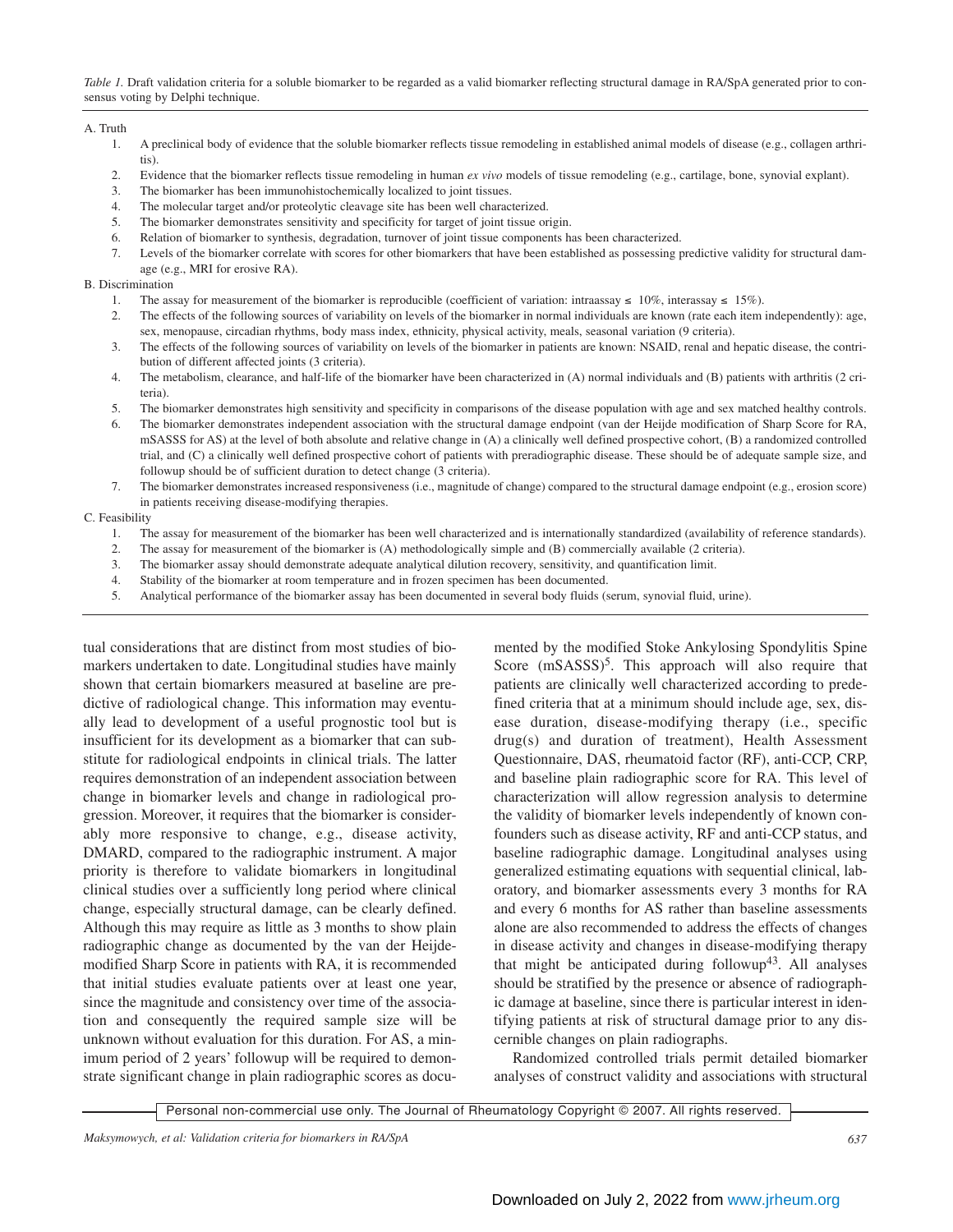*Table 1.* Draft validation criteria for a soluble biomarker to be regarded as a valid biomarker reflecting structural damage in RA/SpA generated prior to consensus voting by Delphi technique.

A. Truth

1. A preclinical body of evidence that the soluble biomarker reflects tissue remodeling in established animal models of disease (e.g., collagen arthritis).
2. Evidence that the biomarker reflects tissue remodeling in human *ex vivo* models of tissue remodeling (e.g., cartilage, bone, synovial explant).
3. The biomarker has been immunohistochemically localized to joint tissues.
4. The molecular target and/or proteolytic cleavage site has been well characterized.
5. The biomarker demonstrates sensitivity and specificity for target of joint tissue origin.
6. Relation of biomarker to synthesis, degradation, turnover of joint tissue components has been characterized.
7. Levels of the biomarker correlate with scores for other biomarkers that have been established as possessing predictive validity for structural damage (e.g., MRI for erosive RA).

B. Discrimination

1. The assay for measurement of the biomarker is reproducible (coefficient of variation: intraassay ≤ 10%, interassay ≤ 15%).
2. The effects of the following sources of variability on levels of the biomarker in normal individuals are known (rate each item independently): age, sex, menopause, circadian rhythms, body mass index, ethnicity, physical activity, meals, seasonal variation (9 criteria).
3. The effects of the following sources of variability on levels of the biomarker in patients are known: NSAID, renal and hepatic disease, the contribution of different affected joints (3 criteria).
4. The metabolism, clearance, and half-life of the biomarker have been characterized in (A) normal individuals and (B) patients with arthritis (2 criteria).
5. The biomarker demonstrates high sensitivity and specificity in comparisons of the disease population with age and sex matched healthy controls.
6. The biomarker demonstrates independent association with the structural damage endpoint (van der Heijde modification of Sharp Score for RA, mSASSS for AS) at the level of both absolute and relative change in (A) a clinically well defined prospective cohort, (B) a randomized controlled trial, and (C) a clinically well defined prospective cohort of patients with preradiographic disease. These should be of adequate sample size, and followup should be of sufficient duration to detect change (3 criteria).
7. The biomarker demonstrates increased responsiveness (i.e., magnitude of change) compared to the structural damage endpoint (e.g., erosion score) in patients receiving disease-modifying therapies.

C. Feasibility

1. The assay for measurement of the biomarker has been well characterized and is internationally standardized (availability of reference standards).
2. The assay for measurement of the biomarker is (A) methodologically simple and (B) commercially available (2 criteria).
3. The biomarker assay should demonstrate adequate analytical dilution recovery, sensitivity, and quantification limit.
4. Stability of the biomarker at room temperature and in frozen specimen has been documented.
5. Analytical performance of the biomarker assay has been documented in several body fluids (serum, synovial fluid, urine).

tual considerations that are distinct from most studies of biomarkers undertaken to date. Longitudinal studies have mainly shown that certain biomarkers measured at baseline are predictive of radiological change. This information may eventually lead to development of a useful prognostic tool but is insufficient for its development as a biomarker that can substitute for radiological endpoints in clinical trials. The latter requires demonstration of an independent association between change in biomarker levels and change in radiological progression. Moreover, it requires that the biomarker is considerably more responsive to change, e.g., disease activity, DMARD, compared to the radiographic instrument. A major priority is therefore to validate biomarkers in longitudinal clinical studies over a sufficiently long period where clinical change, especially structural damage, can be clearly defined. Although this may require as little as 3 months to show plain radiographic change as documented by the van der Heijde-modified Sharp Score in patients with RA, it is recommended that initial studies evaluate patients over at least one year, since the magnitude and consistency over time of the association and consequently the required sample size will be unknown without evaluation for this duration. For AS, a minimum period of 2 years' followup will be required to demonstrate significant change in plain radiographic scores as documented by the modified Stoke Ankylosing Spondylitis Spine Score (mSASSS)[5]. This approach will also require that patients are clinically well characterized according to predefined criteria that at a minimum should include age, sex, disease duration, disease-modifying therapy (i.e., specific drug(s) and duration of treatment), Health Assessment Questionnaire, DAS, rheumatoid factor (RF), anti-CCP, CRP, and baseline plain radiographic score for RA. This level of characterization will allow regression analysis to determine the validity of biomarker levels independently of known confounders such as disease activity, RF and anti-CCP status, and baseline radiographic damage. Longitudinal analyses using generalized estimating equations with sequential clinical, laboratory, and biomarker assessments every 3 months for RA and every 6 months for AS rather than baseline assessments alone are also recommended to address the effects of changes in disease activity and changes in disease-modifying therapy that might be anticipated during followup[43]. All analyses should be stratified by the presence or absence of radiographic damage at baseline, since there is particular interest in identifying patients at risk of structural damage prior to any discernible changes on plain radiographs.

Randomized controlled trials permit detailed biomarker analyses of construct validity and associations with structural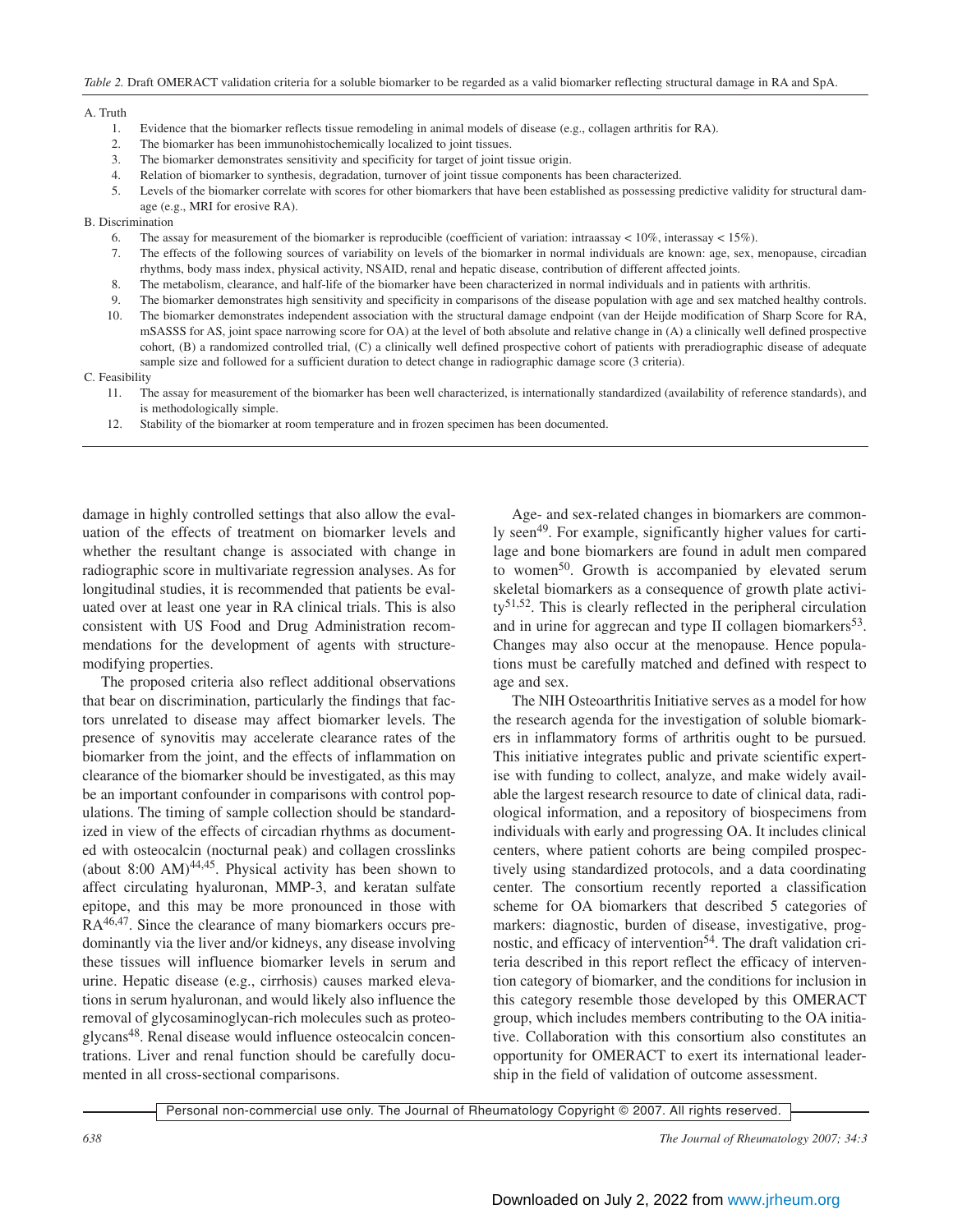*Table 2.* Draft OMERACT validation criteria for a soluble biomarker to be regarded as a valid biomarker reflecting structural damage in RA and SpA.

A. Truth

1. Evidence that the biomarker reflects tissue remodeling in animal models of disease (e.g., collagen arthritis for RA).
2. The biomarker has been immunohistochemically localized to joint tissues.
3. The biomarker demonstrates sensitivity and specificity for target of joint tissue origin.
4. Relation of biomarker to synthesis, degradation, turnover of joint tissue components has been characterized.
5. Levels of the biomarker correlate with scores for other biomarkers that have been established as possessing predictive validity for structural damage (e.g., MRI for erosive RA).

B. Discrimination

6. The assay for measurement of the biomarker is reproducible (coefficient of variation: intraassay < 10%, interassay < 15%).
7. The effects of the following sources of variability on levels of the biomarker in normal individuals are known: age, sex, menopause, circadian rhythms, body mass index, physical activity, NSAID, renal and hepatic disease, contribution of different affected joints.
8. The metabolism, clearance, and half-life of the biomarker have been characterized in normal individuals and in patients with arthritis.
9. The biomarker demonstrates high sensitivity and specificity in comparisons of the disease population with age and sex matched healthy controls.
10. The biomarker demonstrates independent association with the structural damage endpoint (van der Heijde modification of Sharp Score for RA, mSASSS for AS, joint space narrowing score for OA) at the level of both absolute and relative change in (A) a clinically well defined prospective cohort, (B) a randomized controlled trial, (C) a clinically well defined prospective cohort of patients with preradiographic disease of adequate sample size and followed for a sufficient duration to detect change in radiographic damage score (3 criteria).

C. Feasibility

11. The assay for measurement of the biomarker has been well characterized, is internationally standardized (availability of reference standards), and is methodologically simple.
12. Stability of the biomarker at room temperature and in frozen specimen has been documented.

damage in highly controlled settings that also allow the evaluation of the effects of treatment on biomarker levels and whether the resultant change is associated with change in radiographic score in multivariate regression analyses. As for longitudinal studies, it is recommended that patients be evaluated over at least one year in RA clinical trials. This is also consistent with US Food and Drug Administration recommendations for the development of agents with structure-modifying properties.

The proposed criteria also reflect additional observations that bear on discrimination, particularly the findings that factors unrelated to disease may affect biomarker levels. The presence of synovitis may accelerate clearance rates of the biomarker from the joint, and the effects of inflammation on clearance of the biomarker should be investigated, as this may be an important confounder in comparisons with control populations. The timing of sample collection should be standardized in view of the effects of circadian rhythms as documented with osteocalcin (nocturnal peak) and collagen crosslinks (about 8:00 AM)[44,45]. Physical activity has been shown to affect circulating hyaluronan, MMP-3, and keratan sulfate epitope, and this may be more pronounced in those with RA[46,47]. Since the clearance of many biomarkers occurs predominantly via the liver and/or kidneys, any disease involving these tissues will influence biomarker levels in serum and urine. Hepatic disease (e.g., cirrhosis) causes marked elevations in serum hyaluronan, and would likely also influence the removal of glycosaminoglycan-rich molecules such as proteoglycans[48]. Renal disease would influence osteocalcin concentrations. Liver and renal function should be carefully documented in all cross-sectional comparisons.

Age- and sex-related changes in biomarkers are commonly seen[49]. For example, significantly higher values for cartilage and bone biomarkers are found in adult men compared to women[50]. Growth is accompanied by elevated serum skeletal biomarkers as a consequence of growth plate activity[51,52]. This is clearly reflected in the peripheral circulation and in urine for aggrecan and type II collagen biomarkers[53]. Changes may also occur at the menopause. Hence populations must be carefully matched and defined with respect to age and sex.

The NIH Osteoarthritis Initiative serves as a model for how the research agenda for the investigation of soluble biomarkers in inflammatory forms of arthritis ought to be pursued. This initiative integrates public and private scientific expertise with funding to collect, analyze, and make widely available the largest research resource to date of clinical data, radiological information, and a repository of biospecimens from individuals with early and progressing OA. It includes clinical centers, where patient cohorts are being compiled prospectively using standardized protocols, and a data coordinating center. The consortium recently reported a classification scheme for OA biomarkers that described 5 categories of markers: diagnostic, burden of disease, investigative, prognostic, and efficacy of intervention[54]. The draft validation criteria described in this report reflect the efficacy of intervention category of biomarker, and the conditions for inclusion in this category resemble those developed by this OMERACT group, which includes members contributing to the OA initiative. Collaboration with this consortium also constitutes an opportunity for OMERACT to exert its international leadership in the field of validation of outcome assessment.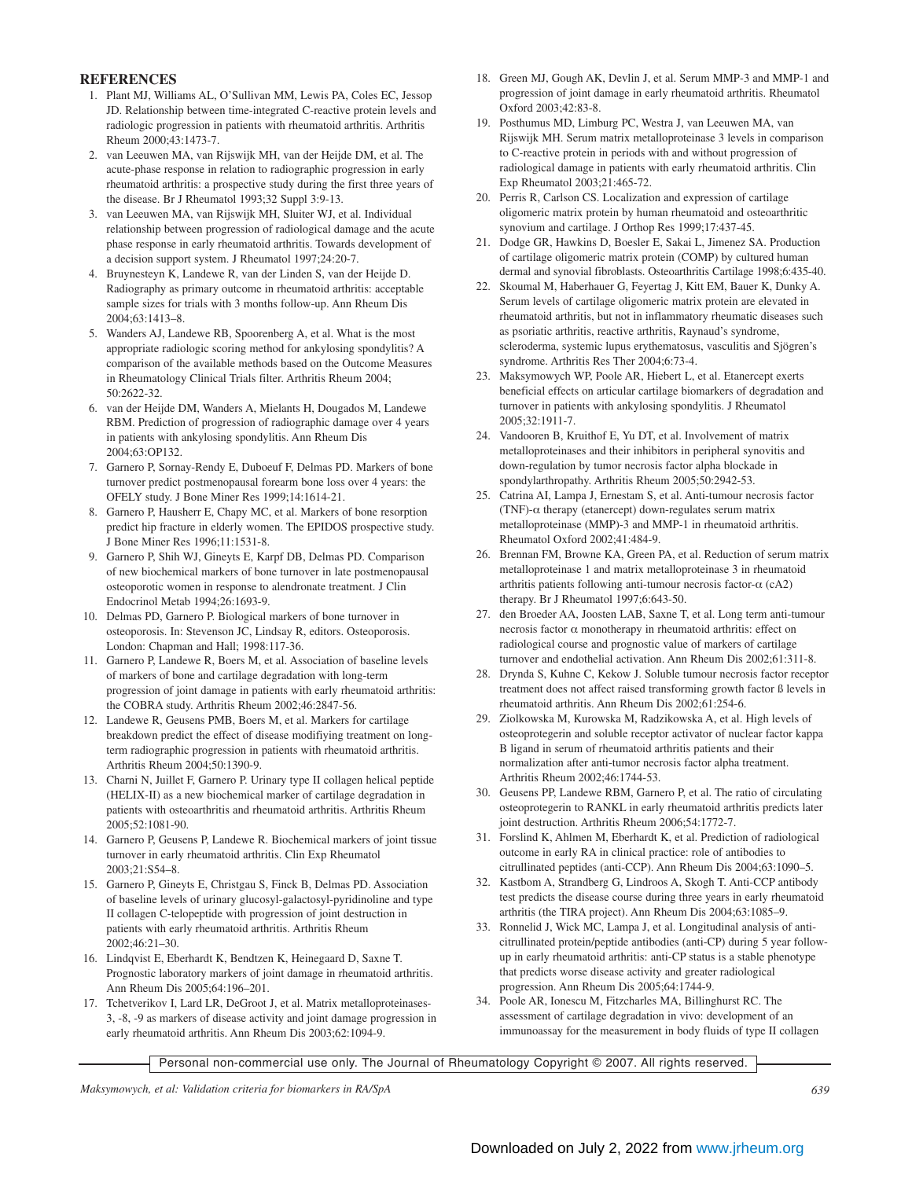## REFERENCES

1. Plant MJ, Williams AL, O'Sullivan MM, Lewis PA, Coles EC, Jessop JD. Relationship between time-integrated C-reactive protein levels and radiologic progression in patients with rheumatoid arthritis. Arthritis Rheum 2000;43:1473-7.
2. van Leeuwen MA, van Rijswijk MH, van der Heijde DM, et al. The acute-phase response in relation to radiographic progression in early rheumatoid arthritis: a prospective study during the first three years of the disease. Br J Rheumatol 1993;32 Suppl 3:9-13.
3. van Leeuwen MA, van Rijswijk MH, Sluiter WJ, et al. Individual relationship between progression of radiological damage and the acute phase response in early rheumatoid arthritis. Towards development of a decision support system. J Rheumatol 1997;24:20-7.
4. Bruynesteyn K, Landewe R, van der Linden S, van der Heijde D. Radiography as primary outcome in rheumatoid arthritis: acceptable sample sizes for trials with 3 months follow-up. Ann Rheum Dis 2004;63:1413–8.
5. Wanders AJ, Landewe RB, Spoorenberg A, et al. What is the most appropriate radiologic scoring method for ankylosing spondylitis? A comparison of the available methods based on the Outcome Measures in Rheumatology Clinical Trials filter. Arthritis Rheum 2004; 50:2622-32.
6. van der Heijde DM, Wanders A, Mielants H, Dougados M, Landewe RBM. Prediction of progression of radiographic damage over 4 years in patients with ankylosing spondylitis. Ann Rheum Dis 2004;63:OP132.
7. Garnero P, Sornay-Rendy E, Duboeuf F, Delmas PD. Markers of bone turnover predict postmenopausal forearm bone loss over 4 years: the OFELY study. J Bone Miner Res 1999;14:1614-21.
8. Garnero P, Hausherr E, Chapy MC, et al. Markers of bone resorption predict hip fracture in elderly women. The EPIDOS prospective study. J Bone Miner Res 1996;11:1531-8.
9. Garnero P, Shih WJ, Gineyts E, Karpf DB, Delmas PD. Comparison of new biochemical markers of bone turnover in late postmenopausal osteoporotic women in response to alendronate treatment. J Clin Endocrinol Metab 1994;26:1693-9.
10. Delmas PD, Garnero P. Biological markers of bone turnover in osteoporosis. In: Stevenson JC, Lindsay R, editors. Osteoporosis. London: Chapman and Hall; 1998:117-36.
11. Garnero P, Landewe R, Boers M, et al. Association of baseline levels of markers of bone and cartilage degradation with long-term progression of joint damage in patients with early rheumatoid arthritis: the COBRA study. Arthritis Rheum 2002;46:2847-56.
12. Landewe R, Geusens PMB, Boers M, et al. Markers for cartilage breakdown predict the effect of disease modifiying treatment on long-term radiographic progression in patients with rheumatoid arthritis. Arthritis Rheum 2004;50:1390-9.
13. Charni N, Juillet F, Garnero P. Urinary type II collagen helical peptide (HELIX-II) as a new biochemical marker of cartilage degradation in patients with osteoarthritis and rheumatoid arthritis. Arthritis Rheum 2005;52:1081-90.
14. Garnero P, Geusens P, Landewe R. Biochemical markers of joint tissue turnover in early rheumatoid arthritis. Clin Exp Rheumatol 2003;21:S54–8.
15. Garnero P, Gineyts E, Christgau S, Finck B, Delmas PD. Association of baseline levels of urinary glucosyl-galactosyl-pyridinoline and type II collagen C-telopeptide with progression of joint destruction in patients with early rheumatoid arthritis. Arthritis Rheum 2002;46:21–30.
16. Lindqvist E, Eberhardt K, Bendtzen K, Heinegaard D, Saxne T. Prognostic laboratory markers of joint damage in rheumatoid arthritis. Ann Rheum Dis 2005;64:196–201.
17. Tchetverikov I, Lard LR, DeGroot J, et al. Matrix metalloproteinases-3, -8, -9 as markers of disease activity and joint damage progression in early rheumatoid arthritis. Ann Rheum Dis 2003;62:1094-9.
18. Green MJ, Gough AK, Devlin J, et al. Serum MMP-3 and MMP-1 and progression of joint damage in early rheumatoid arthritis. Rheumatol Oxford 2003;42:83-8.
19. Posthumus MD, Limburg PC, Westra J, van Leeuwen MA, van Rijswijk MH. Serum matrix metalloproteinase 3 levels in comparison to C-reactive protein in periods with and without progression of radiological damage in patients with early rheumatoid arthritis. Clin Exp Rheumatol 2003;21:465-72.
20. Perris R, Carlson CS. Localization and expression of cartilage oligomeric matrix protein by human rheumatoid and osteoarthritic synovium and cartilage. J Orthop Res 1999;17:437-45.
21. Dodge GR, Hawkins D, Boesler E, Sakai L, Jimenez SA. Production of cartilage oligomeric matrix protein (COMP) by cultured human dermal and synovial fibroblasts. Osteoarthritis Cartilage 1998;6:435-40.
22. Skoumal M, Haberhauer G, Feyertag J, Kitt EM, Bauer K, Dunky A. Serum levels of cartilage oligomeric matrix protein are elevated in rheumatoid arthritis, but not in inflammatory rheumatic diseases such as psoriatic arthritis, reactive arthritis, Raynaud's syndrome, scleroderma, systemic lupus erythematosus, vasculitis and Sjögren's syndrome. Arthritis Res Ther 2004;6:73-4.
23. Maksymowych WP, Poole AR, Hiebert L, et al. Etanercept exerts beneficial effects on articular cartilage biomarkers of degradation and turnover in patients with ankylosing spondylitis. J Rheumatol 2005;32:1911-7.
24. Vandooren B, Kruithof E, Yu DT, et al. Involvement of matrix metalloproteinases and their inhibitors in peripheral synovitis and down-regulation by tumor necrosis factor alpha blockade in spondylarthropathy. Arthritis Rheum 2005;50:2942-53.
25. Catrina AI, Lampa J, Ernestam S, et al. Anti-tumour necrosis factor (TNF)-α therapy (etanercept) down-regulates serum matrix metalloproteinase (MMP)-3 and MMP-1 in rheumatoid arthritis. Rheumatol Oxford 2002;41:484-9.
26. Brennan FM, Browne KA, Green PA, et al. Reduction of serum matrix metalloproteinase 1 and matrix metalloproteinase 3 in rheumatoid arthritis patients following anti-tumour necrosis factor-α (cA2) therapy. Br J Rheumatol 1997;6:643-50.
27. den Broeder AA, Joosten LAB, Saxne T, et al. Long term anti-tumour necrosis factor α monotherapy in rheumatoid arthritis: effect on radiological course and prognostic value of markers of cartilage turnover and endothelial activation. Ann Rheum Dis 2002;61:311-8.
28. Drynda S, Kuhne C, Kekow J. Soluble tumour necrosis factor receptor treatment does not affect raised transforming growth factor ß levels in rheumatoid arthritis. Ann Rheum Dis 2002;61:254-6.
29. Ziolkowska M, Kurowska M, Radzikowska A, et al. High levels of osteoprotegerin and soluble receptor activator of nuclear factor kappa B ligand in serum of rheumatoid arthritis patients and their normalization after anti-tumor necrosis factor alpha treatment. Arthritis Rheum 2002;46:1744-53.
30. Geusens PP, Landewe RBM, Garnero P, et al. The ratio of circulating osteoprotegerin to RANKL in early rheumatoid arthritis predicts later joint destruction. Arthritis Rheum 2006;54:1772-7.
31. Forslind K, Ahlmen M, Eberhardt K, et al. Prediction of radiological outcome in early RA in clinical practice: role of antibodies to citrullinated peptides (anti-CCP). Ann Rheum Dis 2004;63:1090–5.
32. Kastbom A, Strandberg G, Lindroos A, Skogh T. Anti-CCP antibody test predicts the disease course during three years in early rheumatoid arthritis (the TIRA project). Ann Rheum Dis 2004;63:1085–9.
33. Ronnelid J, Wick MC, Lampa J, et al. Longitudinal analysis of anti-citrullinated protein/peptide antibodies (anti-CP) during 5 year follow-up in early rheumatoid arthritis: anti-CP status is a stable phenotype that predicts worse disease activity and greater radiological progression. Ann Rheum Dis 2005;64:1744-9.
34. Poole AR, Ionescu M, Fitzcharles MA, Billinghurst RC. The assessment of cartilage degradation in vivo: development of an immunoassay for the measurement in body fluids of type II collagen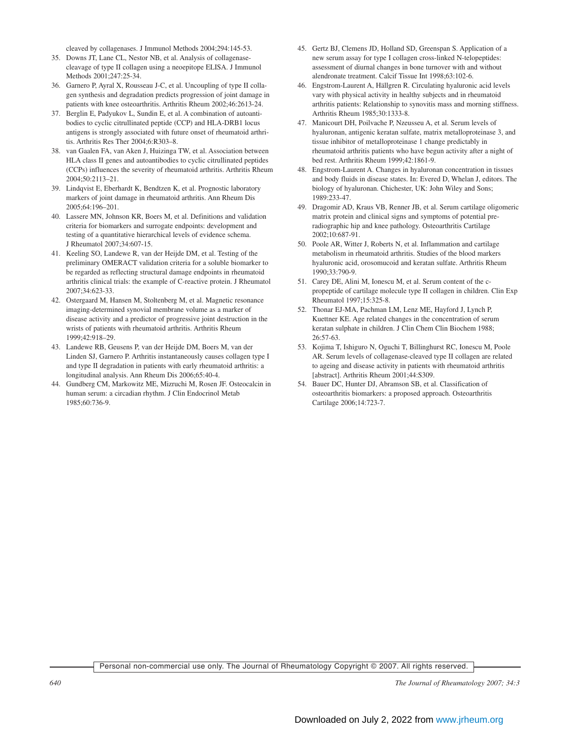cleaved by collagenases. J Immunol Methods 2004;294:145-53.

35. Downs JT, Lane CL, Nestor NB, et al. Analysis of collagenase-cleavage of type II collagen using a neoepitope ELISA. J Immunol Methods 2001;247:25-34.
36. Garnero P, Ayral X, Rousseau J-C, et al. Uncoupling of type II collagen synthesis and degradation predicts progression of joint damage in patients with knee osteoarthritis. Arthritis Rheum 2002;46:2613-24.
37. Berglin E, Padyukov L, Sundin E, et al. A combination of autoantibodies to cyclic citrullinated peptide (CCP) and HLA-DRB1 locus antigens is strongly associated with future onset of rheumatoid arthritis. Arthritis Res Ther 2004;6:R303–8.
38. van Gaalen FA, van Aken J, Huizinga TW, et al. Association between HLA class II genes and autoantibodies to cyclic citrullinated peptides (CCPs) influences the severity of rheumatoid arthritis. Arthritis Rheum 2004;50:2113–21.
39. Lindqvist E, Eberhardt K, Bendtzen K, et al. Prognostic laboratory markers of joint damage in rheumatoid arthritis. Ann Rheum Dis 2005;64:196–201.
40. Lassere MN, Johnson KR, Boers M, et al. Definitions and validation criteria for biomarkers and surrogate endpoints: development and testing of a quantitative hierarchical levels of evidence schema. J Rheumatol 2007;34:607-15.
41. Keeling SO, Landewe R, van der Heijde DM, et al. Testing of the preliminary OMERACT validation criteria for a soluble biomarker to be regarded as reflecting structural damage endpoints in rheumatoid arthritis clinical trials: the example of C-reactive protein. J Rheumatol 2007;34:623-33.
42. Ostergaard M, Hansen M, Stoltenberg M, et al. Magnetic resonance imaging-determined synovial membrane volume as a marker of disease activity and a predictor of progressive joint destruction in the wrists of patients with rheumatoid arthritis. Arthritis Rheum 1999;42:918–29.
43. Landewe RB, Geusens P, van der Heijde DM, Boers M, van der Linden SJ, Garnero P. Arthritis instantaneously causes collagen type I and type II degradation in patients with early rheumatoid arthritis: a longitudinal analysis. Ann Rheum Dis 2006;65:40-4.
44. Gundberg CM, Markowitz ME, Mizruchi M, Rosen JF. Osteocalcin in human serum: a circadian rhythm. J Clin Endocrinol Metab 1985;60:736-9.
45. Gertz BJ, Clemens JD, Holland SD, Greenspan S. Application of a new serum assay for type I collagen cross-linked N-telopeptides: assessment of diurnal changes in bone turnover with and without alendronate treatment. Calcif Tissue Int 1998;63:102-6.
46. Engstrom-Laurent A, Hällgren R. Circulating hyaluronic acid levels vary with physical activity in healthy subjects and in rheumatoid arthritis patients: Relationship to synovitis mass and morning stiffness. Arthritis Rheum 1985;30:1333-8.
47. Manicourt DH, Poilvache P, Nzeusseu A, et al. Serum levels of hyaluronan, antigenic keratan sulfate, matrix metalloproteinase 3, and tissue inhibitor of metalloproteinase 1 change predictably in rheumatoid arthritis patients who have begun activity after a night of bed rest. Arthritis Rheum 1999;42:1861-9.
48. Engstrom-Laurent A. Changes in hyaluronan concentration in tissues and body fluids in disease states. In: Evered D, Whelan J, editors. The biology of hyaluronan. Chichester, UK: John Wiley and Sons; 1989:233-47.
49. Dragomir AD, Kraus VB, Renner JB, et al. Serum cartilage oligomeric matrix protein and clinical signs and symptoms of potential pre-radiographic hip and knee pathology. Osteoarthritis Cartilage 2002;10:687-91.
50. Poole AR, Witter J, Roberts N, et al. Inflammation and cartilage metabolism in rheumatoid arthritis. Studies of the blood markers hyaluronic acid, orosomucoid and keratan sulfate. Arthritis Rheum 1990;33:790-9.
51. Carey DE, Alini M, Ionescu M, et al. Serum content of the c-propeptide of cartilage molecule type II collagen in children. Clin Exp Rheumatol 1997;15:325-8.
52. Thonar EJ-MA, Pachman LM, Lenz ME, Hayford J, Lynch P, Kuettner KE. Age related changes in the concentration of serum keratan sulphate in children. J Clin Chem Clin Biochem 1988; 26:57-63.
53. Kojima T, Ishiguro N, Oguchi T, Billinghurst RC, Ionescu M, Poole AR. Serum levels of collagenase-cleaved type II collagen are related to ageing and disease activity in patients with rheumatoid arthritis [abstract]. Arthritis Rheum 2001;44:S309.
54. Bauer DC, Hunter DJ, Abramson SB, et al. Classification of osteoarthritis biomarkers: a proposed approach. Osteoarthritis Cartilage 2006;14:723-7.